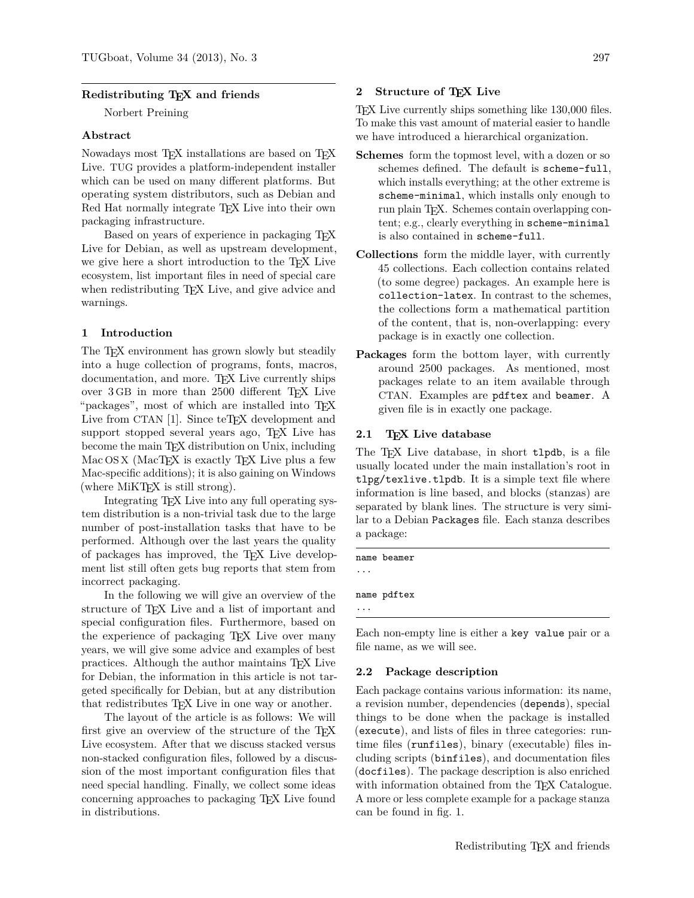# Redistributing TEX and friends

Norbert Preining

## Abstract

Nowadays most TEX installations are based on TEX Live. TUG provides a platform-independent installer which can be used on many different platforms. But operating system distributors, such as Debian and Red Hat normally integrate TEX Live into their own packaging infrastructure.

Based on years of experience in packaging TEX Live for Debian, as well as upstream development, we give here a short introduction to the TEX Live ecosystem, list important files in need of special care when redistributing TEX Live, and give advice and warnings.

## 1 Introduction

The TEX environment has grown slowly but steadily into a huge collection of programs, fonts, macros, documentation, and more. TEX Live currently ships over 3 GB in more than 2500 different TEX Live "packages", most of which are installed into TEX Live from CTAN [1]. Since teTEX development and support stopped several years ago, TEX Live has become the main TEX distribution on Unix, including Mac OS X (MacTEX is exactly TEX Live plus a few Mac-specific additions); it is also gaining on Windows (where MiKTEX is still strong).

Integrating TEX Live into any full operating system distribution is a non-trivial task due to the large number of post-installation tasks that have to be performed. Although over the last years the quality of packages has improved, the TEX Live development list still often gets bug reports that stem from incorrect packaging.

In the following we will give an overview of the structure of TEX Live and a list of important and special configuration files. Furthermore, based on the experience of packaging TEX Live over many years, we will give some advice and examples of best practices. Although the author maintains TEX Live for Debian, the information in this article is not targeted specifically for Debian, but at any distribution that redistributes TEX Live in one way or another.

The layout of the article is as follows: We will first give an overview of the structure of the TEX Live ecosystem. After that we discuss stacked versus non-stacked configuration files, followed by a discussion of the most important configuration files that need special handling. Finally, we collect some ideas concerning approaches to packaging TEX Live found in distributions.

## 2 Structure of TEX Live

TEX Live currently ships something like 130,000 files. To make this vast amount of material easier to handle we have introduced a hierarchical organization.

**Schemes** form the topmost level, with a dozen or so schemes defined. The default is `scheme-full`, which installs everything; at the other extreme is `scheme-minimal`, which installs only enough to run plain TEX. Schemes contain overlapping content; e.g., clearly everything in `scheme-minimal` is also contained in `scheme-full`.

**Collections** form the middle layer, with currently 45 collections. Each collection contains related (to some degree) packages. An example here is `collection-latex`. In contrast to the schemes, the collections form a mathematical partition of the content, that is, non-overlapping: every package is in exactly one collection.

**Packages** form the bottom layer, with currently around 2500 packages. As mentioned, most packages relate to an item available through CTAN. Examples are `pdftex` and `beamer`. A given file is in exactly one package.

### 2.1 TEX Live database

The TEX Live database, in short `tlpdb`, is a file usually located under the main installation's root in `tlpg/texlive.tlpdb`. It is a simple text file where information is line based, and blocks (stanzas) are separated by blank lines. The structure is very similar to a Debian `Packages` file. Each stanza describes a package:

```
name beamer
...

name pdftex
...
```

Each non-empty line is either a `key value` pair or a file name, as we will see.

### 2.2 Package description

Each package contains various information: its name, a revision number, dependencies (`depends`), special things to be done when the package is installed (`execute`), and lists of files in three categories: runtime files (`runfiles`), binary (executable) files including scripts (`binfiles`), and documentation files (`docfiles`). The package description is also enriched with information obtained from the TEX Catalogue. A more or less complete example for a package stanza can be found in fig. 1.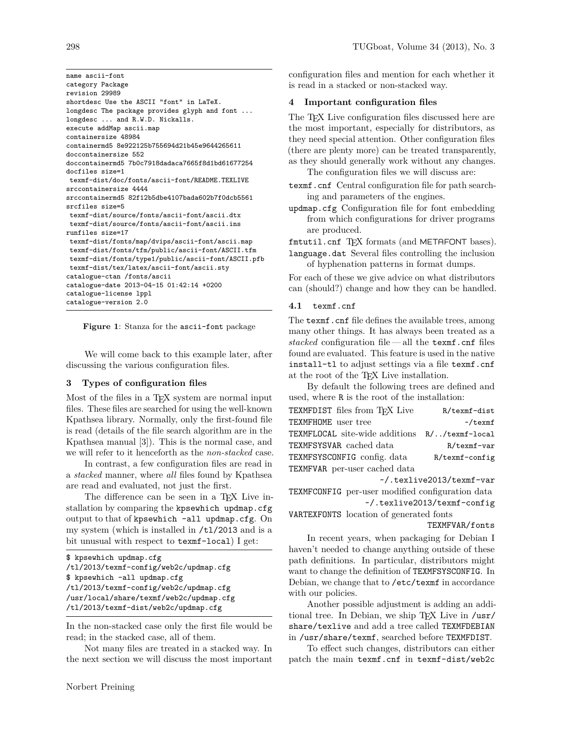```
name ascii-font
category Package
revision 29989
shortdesc Use the ASCII "font" in LaTeX.
longdesc The package provides glyph and font ...
longdesc ... and R.W.D. Nickalls.
execute addMap ascii.map
containersize 48984
containermd5 8e922125b755694d21b45e9644265611
doccontainersize 552
doccontainermd5 7b0c7918dadaca7665f8d1bd61677254
docfiles size=1
 texmf-dist/doc/fonts/ascii-font/README.TEXLIVE
srccontainersize 4444
srccontainermd5 82f12b5dbe4107bada602b7f0dcb5561
srcfiles size=5
 texmf-dist/source/fonts/ascii-font/ascii.dtx
 texmf-dist/source/fonts/ascii-font/ascii.ins
runfiles size=17
 texmf-dist/fonts/map/dvips/ascii-font/ascii.map
 texmf-dist/fonts/tfm/public/ascii-font/ASCII.tfm
 texmf-dist/fonts/type1/public/ascii-font/ASCII.pfb
 texmf-dist/tex/latex/ascii-font/ascii.sty
catalogue-ctan /fonts/ascii
catalogue-date 2013-04-15 01:42:14 +0200
catalogue-license lppl
catalogue-version 2.0
```

**Figure 1**: Stanza for the ascii-font package

We will come back to this example later, after discussing the various configuration files.

## 3 Types of configuration files

Most of the files in a TEX system are normal input files. These files are searched for using the well-known Kpathsea library. Normally, only the first-found file is read (details of the file search algorithm are in the Kpathsea manual [3]). This is the normal case, and we will refer to it henceforth as the *non-stacked* case.

In contrast, a few configuration files are read in a *stacked* manner, where *all* files found by Kpathsea are read and evaluated, not just the first.

The difference can be seen in a TEX Live installation by comparing the `kpsewhich updmap.cfg` output to that of `kpsewhich -all updmap.cfg`. On my system (which is installed in `/tl/2013` and is a bit unusual with respect to `texmf-local`) I get:

```
$ kpsewhich updmap.cfg
/tl/2013/texmf-config/web2c/updmap.cfg
$ kpsewhich -all updmap.cfg
/tl/2013/texmf-config/web2c/updmap.cfg
/usr/local/share/texmf/web2c/updmap.cfg
/tl/2013/texmf-dist/web2c/updmap.cfg
```

In the non-stacked case only the first file would be read; in the stacked case, all of them.

Not many files are treated in a stacked way. In the next section we will discuss the most important configuration files and mention for each whether it is read in a stacked or non-stacked way.

## 4 Important configuration files

The TEX Live configuration files discussed here are the most important, especially for distributors, as they need special attention. Other configuration files (there are plenty more) can be treated transparently, as they should generally work without any changes.

The configuration files we will discuss are:

- `texmf.cnf` Central configuration file for path searching and parameters of the engines.
- `updmap.cfg` Configuration file for font embedding from which configurations for driver programs are produced.
- `fmtutil.cnf` TEX formats (and METAFONT bases).
- `language.dat` Several files controlling the inclusion of hyphenation patterns in format dumps.

For each of these we give advice on what distributors can (should?) change and how they can be handled.

### 4.1 texmf.cnf

The `texmf.cnf` file defines the available trees, among many other things. It has always been treated as a *stacked* configuration file — all the `texmf.cnf` files found are evaluated. This feature is used in the native `install-tl` to adjust settings via a file `texmf.cnf` at the root of the TEX Live installation.

By default the following trees are defined and used, where `R` is the root of the installation:

| | |
|---|---|
| `TEXMFDIST` files from TEX Live | `R/texmf-dist` |
| `TEXMFHOME` user tree | `~/texmf` |
| `TEXMFLOCAL` site-wide additions | `R/../texmf-local` |
| `TEXMFSYSVAR` cached data | `R/texmf-var` |
| `TEXMFSYSCONFIG` config. data | `R/texmf-config` |
| `TEXMFVAR` per-user cached data | `~/.texlive2013/texmf-var` |
| `TEXMFCONFIG` per-user modified configuration data | `~/.texlive2013/texmf-config` |
| `VARTEXFONTS` location of generated fonts | `TEXMFVAR/fonts` |

In recent years, when packaging for Debian I haven't needed to change anything outside of these path definitions. In particular, distributors might want to change the definition of `TEXMFSYSCONFIG`. In Debian, we change that to `/etc/texmf` in accordance with our policies.

Another possible adjustment is adding an additional tree. In Debian, we ship TEX Live in `/usr/share/texlive` and add a tree called `TEXMFDEBIAN` in `/usr/share/texmf`, searched before `TEXMFDIST`.

To effect such changes, distributors can either patch the main `texmf.cnf` in `texmf-dist/web2c`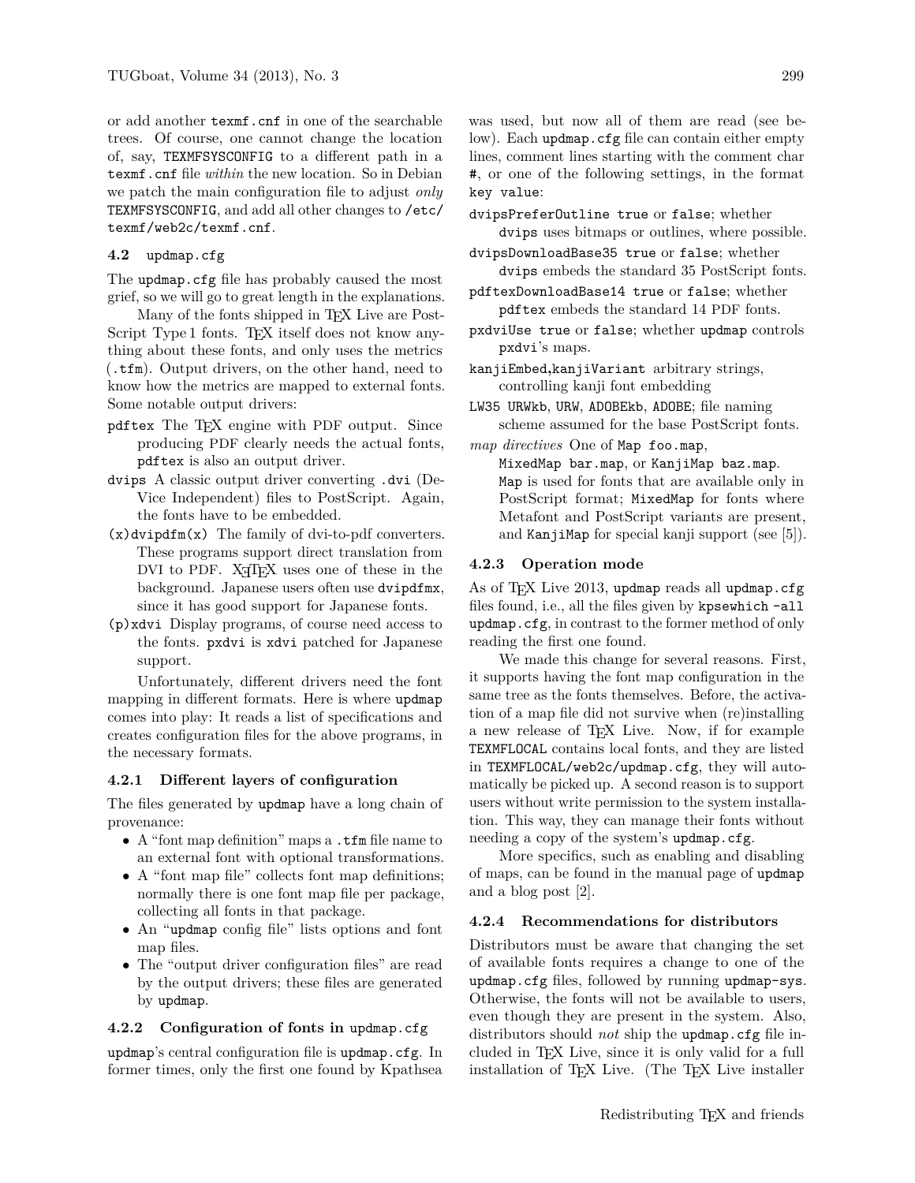or add another `texmf.cnf` in one of the searchable trees. Of course, one cannot change the location of, say, `TEXMFSYSCONFIG` to a different path in a `texmf.cnf` file *within* the new location. So in Debian we patch the main configuration file to adjust *only* `TEXMFSYSCONFIG`, and add all other changes to `/etc/texmf/web2c/texmf.cnf`.

### 4.2 updmap.cfg

The `updmap.cfg` file has probably caused the most grief, so we will go to great length in the explanations.

Many of the fonts shipped in TeX Live are PostScript Type 1 fonts. TeX itself does not know anything about these fonts, and only uses the metrics (`.tfm`). Output drivers, on the other hand, need to know how the metrics are mapped to external fonts. Some notable output drivers:

- `pdftex` The TeX engine with PDF output. Since producing PDF clearly needs the actual fonts, `pdftex` is also an output driver.
- `dvips` A classic output driver converting `.dvi` (DeVice Independent) files to PostScript. Again, the fonts have to be embedded.
- `(x)dvipdfm(x)` The family of dvi-to-pdf converters. These programs support direct translation from DVI to PDF. XeTeX uses one of these in the background. Japanese users often use `dvipdfmx`, since it has good support for Japanese fonts.
- `(p)xdvi` Display programs, of course need access to the fonts. `pxdvi` is `xdvi` patched for Japanese support.

Unfortunately, different drivers need the font mapping in different formats. Here is where `updmap` comes into play: It reads a list of specifications and creates configuration files for the above programs, in the necessary formats.

#### 4.2.1 Different layers of configuration

The files generated by `updmap` have a long chain of provenance:

- A "font map definition" maps a `.tfm` file name to an external font with optional transformations.
- A "font map file" collects font map definitions; normally there is one font map file per package, collecting all fonts in that package.
- An "`updmap` config file" lists options and font map files.
- The "output driver configuration files" are read by the output drivers; these files are generated by `updmap`.

#### 4.2.2 Configuration of fonts in updmap.cfg

`updmap`'s central configuration file is `updmap.cfg`. In former times, only the first one found by Kpathsea was used, but now all of them are read (see below). Each `updmap.cfg` file can contain either empty lines, comment lines starting with the comment char `#`, or one of the following settings, in the format `key value`:

- `dvipsPreferOutline true` or `false`; whether `dvips` uses bitmaps or outlines, where possible.
- `dvipsDownloadBase35 true` or `false`; whether `dvips` embeds the standard 35 PostScript fonts.
- `pdftexDownloadBase14 true` or `false`; whether `pdftex` embeds the standard 14 PDF fonts.
- `pxdviUse true` or `false`; whether `updmap` controls `pxdvi`'s maps.
- `kanjiEmbed`,`kanjiVariant` arbitrary strings, controlling kanji font embedding
- `LW35 URWkb`, `URW`, `ADOBEkb`, `ADOBE`; file naming scheme assumed for the base PostScript fonts.
- *map directives* One of `Map foo.map`, `MixedMap bar.map`, or `KanjiMap baz.map`. `Map` is used for fonts that are available only in PostScript format; `MixedMap` for fonts where Metafont and PostScript variants are present, and `KanjiMap` for special kanji support (see [5]).

#### 4.2.3 Operation mode

As of TeX Live 2013, `updmap` reads all `updmap.cfg` files found, i.e., all the files given by `kpsewhich -all updmap.cfg`, in contrast to the former method of only reading the first one found.

We made this change for several reasons. First, it supports having the font map configuration in the same tree as the fonts themselves. Before, the activation of a map file did not survive when (re)installing a new release of TeX Live. Now, if for example `TEXMFLOCAL` contains local fonts, and they are listed in `TEXMFLOCAL/web2c/updmap.cfg`, they will automatically be picked up. A second reason is to support users without write permission to the system installation. This way, they can manage their fonts without needing a copy of the system's `updmap.cfg`.

More specifics, such as enabling and disabling of maps, can be found in the manual page of `updmap` and a blog post [2].

#### 4.2.4 Recommendations for distributors

Distributors must be aware that changing the set of available fonts requires a change to one of the `updmap.cfg` files, followed by running `updmap-sys`. Otherwise, the fonts will not be available to users, even though they are present in the system. Also, distributors should *not* ship the `updmap.cfg` file included in TeX Live, since it is only valid for a full installation of TeX Live. (The TeX Live installer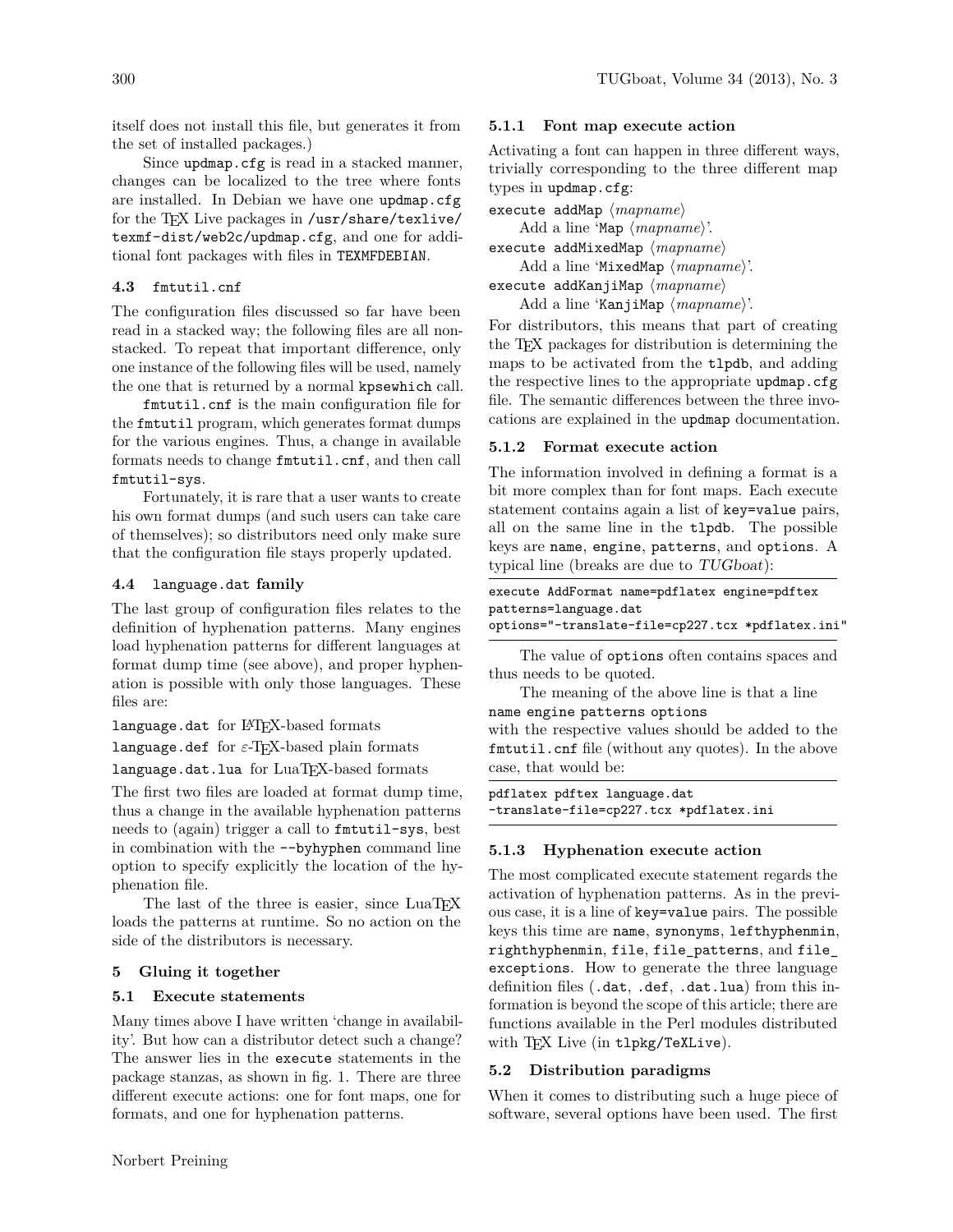itself does not install this file, but generates it from the set of installed packages.)

Since `updmap.cfg` is read in a stacked manner, changes can be localized to the tree where fonts are installed. In Debian we have one `updmap.cfg` for the TeX Live packages in `/usr/share/texlive/texmf-dist/web2c/updmap.cfg`, and one for additional font packages with files in `TEXMFDEBIAN`.

### 4.3 `fmtutil.cnf`

The configuration files discussed so far have been read in a stacked way; the following files are all non-stacked. To repeat that important difference, only one instance of the following files will be used, namely the one that is returned by a normal `kpsewhich` call.

`fmtutil.cnf` is the main configuration file for the `fmtutil` program, which generates format dumps for the various engines. Thus, a change in available formats needs to change `fmtutil.cnf`, and then call `fmtutil-sys`.

Fortunately, it is rare that a user wants to create his own format dumps (and such users can take care of themselves); so distributors need only make sure that the configuration file stays properly updated.

### 4.4 `language.dat` family

The last group of configuration files relates to the definition of hyphenation patterns. Many engines load hyphenation patterns for different languages at format dump time (see above), and proper hyphenation is possible with only those languages. These files are:

`language.dat` for LaTeX-based formats

`language.def` for ε-TeX-based plain formats

`language.dat.lua` for LuaTeX-based formats

The first two files are loaded at format dump time, thus a change in the available hyphenation patterns needs to (again) trigger a call to `fmtutil-sys`, best in combination with the `--byhyphen` command line option to specify explicitly the location of the hyphenation file.

The last of the three is easier, since LuaTeX loads the patterns at runtime. So no action on the side of the distributors is necessary.

## 5 Gluing it together

### 5.1 Execute statements

Many times above I have written 'change in availability'. But how can a distributor detect such a change? The answer lies in the `execute` statements in the package stanzas, as shown in fig. 1. There are three different execute actions: one for font maps, one for formats, and one for hyphenation patterns.

#### 5.1.1 Font map execute action

Activating a font can happen in three different ways, trivially corresponding to the three different map types in `updmap.cfg`:

`execute addMap` ⟨*mapname*⟩
  Add a line '`Map` ⟨*mapname*⟩'.

`execute addMixedMap` ⟨*mapname*⟩
  Add a line '`MixedMap` ⟨*mapname*⟩'.

`execute addKanjiMap` ⟨*mapname*⟩
  Add a line '`KanjiMap` ⟨*mapname*⟩'.

For distributors, this means that part of creating the TeX packages for distribution is determining the maps to be activated from the `tlpdb`, and adding the respective lines to the appropriate `updmap.cfg` file. The semantic differences between the three invocations are explained in the `updmap` documentation.

#### 5.1.2 Format execute action

The information involved in defining a format is a bit more complex than for font maps. Each execute statement contains again a list of `key=value` pairs, all on the same line in the `tlpdb`. The possible keys are `name`, `engine`, `patterns`, and `options`. A typical line (breaks are due to *TUGboat*):

```
execute AddFormat name=pdflatex engine=pdftex
patterns=language.dat
options="-translate-file=cp227.tcx *pdflatex.ini"
```

The value of `options` often contains spaces and thus needs to be quoted.

The meaning of the above line is that a line `name engine patterns options` with the respective values should be added to the `fmtutil.cnf` file (without any quotes). In the above case, that would be:

```
pdflatex pdftex language.dat
-translate-file=cp227.tcx *pdflatex.ini
```

#### 5.1.3 Hyphenation execute action

The most complicated execute statement regards the activation of hyphenation patterns. As in the previous case, it is a line of `key=value` pairs. The possible keys this time are `name`, `synonyms`, `lefthyphenmin`, `righthyphenmin`, `file`, `file_patterns`, and `file_exceptions`. How to generate the three language definition files (`.dat`, `.def`, `.dat.lua`) from this information is beyond the scope of this article; there are functions available in the Perl modules distributed with TeX Live (in `tlpkg/TeXLive`).

### 5.2 Distribution paradigms

When it comes to distributing such a huge piece of software, several options have been used. The first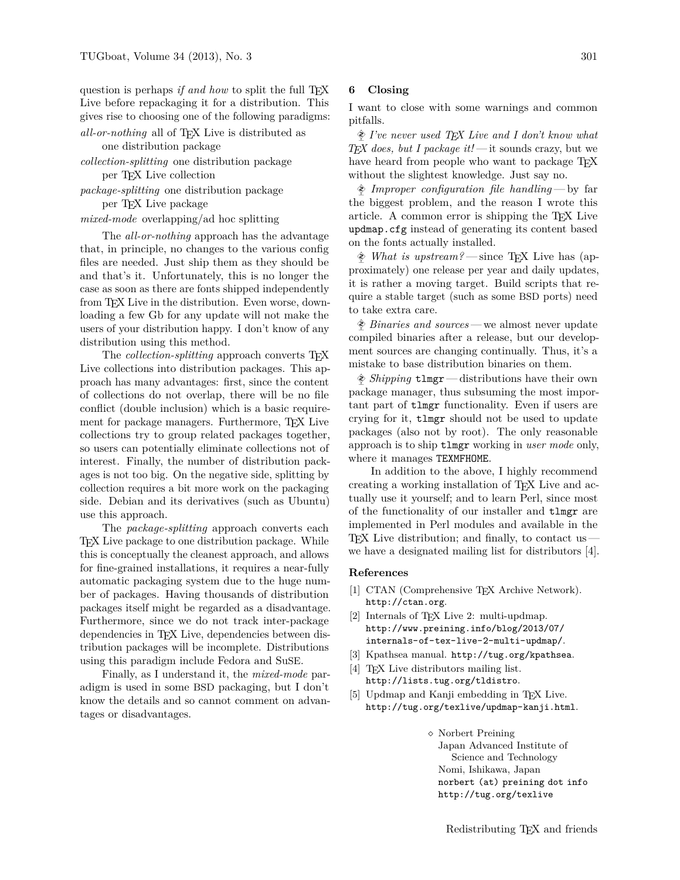question is perhaps *if and how* to split the full TeX Live before repackaging it for a distribution. This gives rise to choosing one of the following paradigms:

*all-or-nothing* all of TeX Live is distributed as one distribution package

*collection-splitting* one distribution package per TeX Live collection

*package-splitting* one distribution package per TeX Live package

*mixed-mode* overlapping/ad hoc splitting

The *all-or-nothing* approach has the advantage that, in principle, no changes to the various config files are needed. Just ship them as they should be and that's it. Unfortunately, this is no longer the case as soon as there are fonts shipped independently from TeX Live in the distribution. Even worse, downloading a few Gb for any update will not make the users of your distribution happy. I don't know of any distribution using this method.

The *collection-splitting* approach converts TeX Live collections into distribution packages. This approach has many advantages: first, since the content of collections do not overlap, there will be no file conflict (double inclusion) which is a basic requirement for package managers. Furthermore, TeX Live collections try to group related packages together, so users can potentially eliminate collections not of interest. Finally, the number of distribution packages is not too big. On the negative side, splitting by collection requires a bit more work on the packaging side. Debian and its derivatives (such as Ubuntu) use this approach.

The *package-splitting* approach converts each TeX Live package to one distribution package. While this is conceptually the cleanest approach, and allows for fine-grained installations, it requires a near-fully automatic packaging system due to the huge number of packages. Having thousands of distribution packages itself might be regarded as a disadvantage. Furthermore, since we do not track inter-package dependencies in TeX Live, dependencies between distribution packages will be incomplete. Distributions using this paradigm include Fedora and SuSE.

Finally, as I understand it, the *mixed-mode* paradigm is used in some BSD packaging, but I don't know the details and so cannot comment on advantages or disadvantages.

## 6 Closing

I want to close with some warnings and common pitfalls.

☡ *I've never used TeX Live and I don't know what TeX does, but I package it!* — it sounds crazy, but we have heard from people who want to package TeX without the slightest knowledge. Just say no.

☡ *Improper configuration file handling* — by far the biggest problem, and the reason I wrote this article. A common error is shipping the TeX Live `updmap.cfg` instead of generating its content based on the fonts actually installed.

☡ *What is upstream?* — since TeX Live has (approximately) one release per year and daily updates, it is rather a moving target. Build scripts that require a stable target (such as some BSD ports) need to take extra care.

☡ *Binaries and sources* — we almost never update compiled binaries after a release, but our development sources are changing continually. Thus, it's a mistake to base distribution binaries on them.

☡ *Shipping* `tlmgr` — distributions have their own package manager, thus subsuming the most important part of `tlmgr` functionality. Even if users are crying for it, `tlmgr` should not be used to update packages (also not by root). The only reasonable approach is to ship `tlmgr` working in *user mode* only, where it manages `TEXMFHOME`.

In addition to the above, I highly recommend creating a working installation of TeX Live and actually use it yourself; and to learn Perl, since most of the functionality of our installer and `tlmgr` are implemented in Perl modules and available in the TeX Live distribution; and finally, to contact us — we have a designated mailing list for distributors [4].

### References

[1] CTAN (Comprehensive TeX Archive Network). http://ctan.org.

[2] Internals of TeX Live 2: multi-updmap. http://www.preining.info/blog/2013/07/internals-of-tex-live-2-multi-updmap/.

[3] Kpathsea manual. http://tug.org/kpathsea.

[4] TeX Live distributors mailing list. http://lists.tug.org/tldistro.

[5] Updmap and Kanji embedding in TeX Live. http://tug.org/texlive/updmap-kanji.html.

◇ Norbert Preining
Japan Advanced Institute of Science and Technology
Nomi, Ishikawa, Japan
norbert (at) preining dot info
http://tug.org/texlive